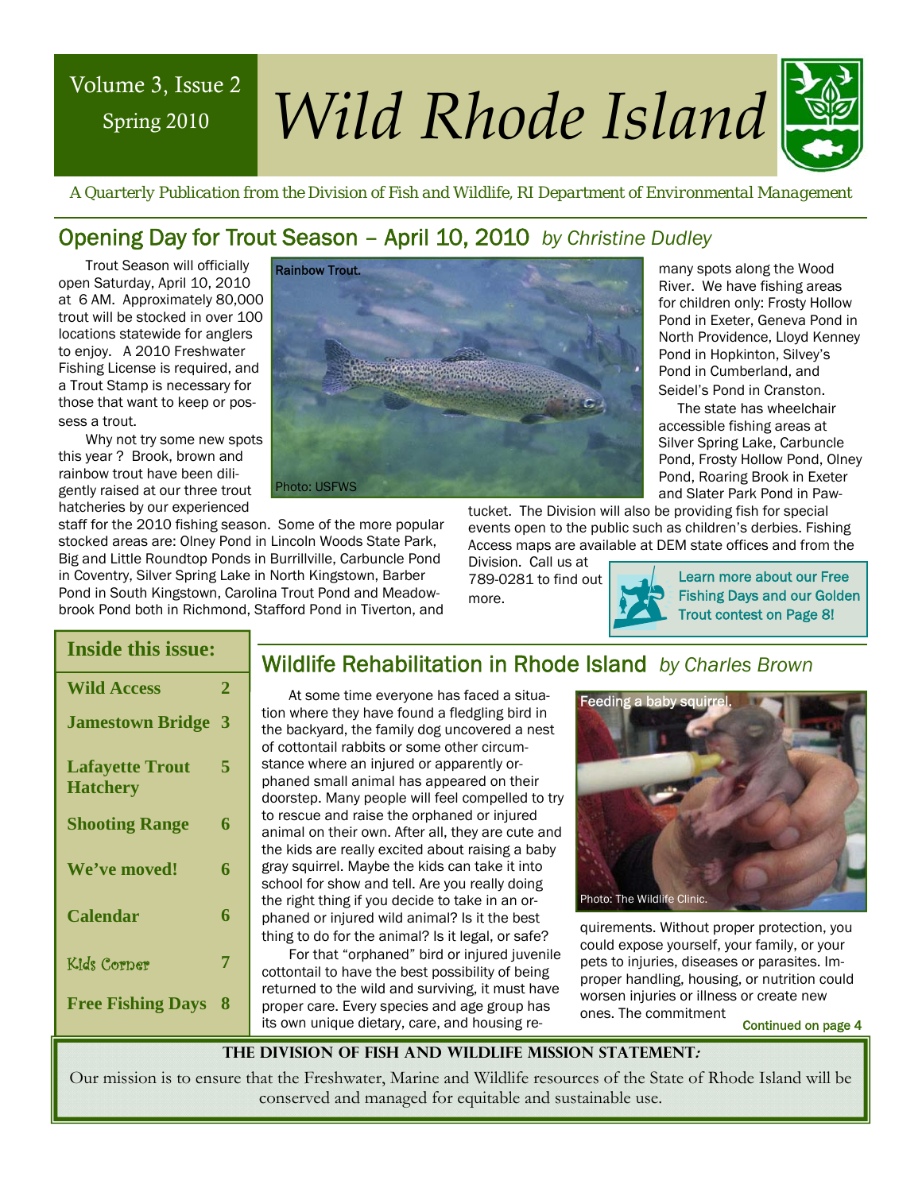Volume 3, Issue 2
Spring 2010

# Wild Rhode Island

*A Quarterly Publication from the Division of Fish and Wildlife, RI Department of Environmental Management*

## Opening Day for Trout Season – April 10, 2010 *by Christine Dudley*

Trout Season will officially open Saturday, April 10, 2010 at 6 AM. Approximately 80,000 trout will be stocked in over 100 locations statewide for anglers to enjoy. A 2010 Freshwater Fishing License is required, and a Trout Stamp is necessary for those that want to keep or possess a trout.

Why not try some new spots this year ? Brook, brown and rainbow trout have been diligently raised at our three trout hatcheries by our experienced staff for the 2010 fishing season. Some of the more popular stocked areas are: Olney Pond in Lincoln Woods State Park, Big and Little Roundtop Ponds in Burrillville, Carbuncle Pond in Coventry, Silver Spring Lake in North Kingstown, Barber Pond in South Kingstown, Carolina Trout Pond and Meadowbrook Pond both in Richmond, Stafford Pond in Tiverton, and many spots along the Wood River. We have fishing areas for children only: Frosty Hollow Pond in Exeter, Geneva Pond in North Providence, Lloyd Kenney Pond in Hopkinton, Silvey's Pond in Cumberland, and Seidel's Pond in Cranston.

Rainbow Trout. Photo: USFWS

The state has wheelchair accessible fishing areas at Silver Spring Lake, Carbuncle Pond, Frosty Hollow Pond, Olney Pond, Roaring Brook in Exeter and Slater Park Pond in Pawtucket. The Division will also be providing fish for special events open to the public such as children's derbies. Fishing Access maps are available at DEM state offices and from the Division. Call us at 789-0281 to find out more.

Learn more about our Free Fishing Days and our Golden Trout contest on Page 8!

**Inside this issue:**

| | |
|---|---|
| Wild Access | 2 |
| Jamestown Bridge | 3 |
| Lafayette Trout Hatchery | 5 |
| Shooting Range | 6 |
| We've moved! | 6 |
| Calendar | 6 |
| Kids Corner | 7 |
| Free Fishing Days | 8 |

## Wildlife Rehabilitation in Rhode Island *by Charles Brown*

At some time everyone has faced a situation where they have found a fledgling bird in the backyard, the family dog uncovered a nest of cottontail rabbits or some other circumstance where an injured or apparently orphaned small animal has appeared on their doorstep. Many people will feel compelled to try to rescue and raise the orphaned or injured animal on their own. After all, they are cute and the kids are really excited about raising a baby gray squirrel. Maybe the kids can take it into school for show and tell. Are you really doing the right thing if you decide to take in an orphaned or injured wild animal? Is it the best thing to do for the animal? Is it legal, or safe?

For that "orphaned" bird or injured juvenile cottontail to have the best possibility of being returned to the wild and surviving, it must have proper care. Every species and age group has its own unique dietary, care, and housing requirements. Without proper protection, you could expose yourself, your family, or your pets to injuries, diseases or parasites. Improper handling, housing, or nutrition could worsen injuries or illness or create new ones. The commitment

Feeding a baby squirrel. Photo: The Wildlife Clinic.

Continued on page 4

**THE DIVISION OF FISH AND WILDLIFE MISSION STATEMENT:**

Our mission is to ensure that the Freshwater, Marine and Wildlife resources of the State of Rhode Island will be conserved and managed for equitable and sustainable use.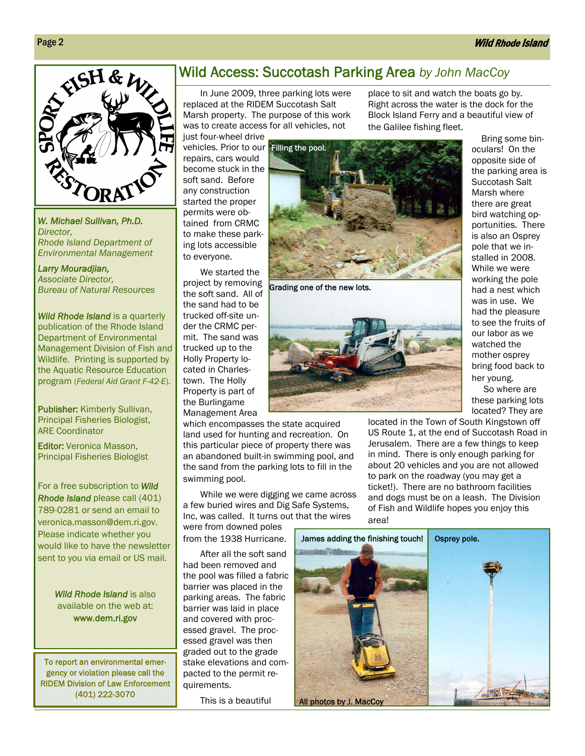# Wild Access: Succotash Parking Area *by John MacCoy*

In June 2009, three parking lots were replaced at the RIDEM Succotash Salt Marsh property. The purpose of this work was to create access for all vehicles, not just four-wheel drive vehicles. Prior to our repairs, cars would become stuck in the soft sand. Before any construction started the proper permits were obtained from CRMC to make these parking lots accessible to everyone.

We started the project by removing the soft sand. All of the sand had to be trucked off-site under the CRMC permit. The sand was trucked up to the Holly Property located in Charlestown. The Holly Property is part of the Burlingame Management Area which encompasses the state acquired land used for hunting and recreation. On this particular piece of property there was an abandoned built-in swimming pool, and the sand from the parking lots to fill in the swimming pool.

While we were digging we came across a few buried wires and Dig Safe Systems, Inc, was called. It turns out that the wires were from downed poles from the 1938 Hurricane.

After all the soft sand had been removed and the pool was filled a fabric barrier was placed in the parking areas. The fabric barrier was laid in place and covered with processed gravel. The processed gravel was then graded out to the grade stake elevations and compacted to the permit requirements.

This is a beautiful place to sit and watch the boats go by. Right across the water is the dock for the Block Island Ferry and a beautiful view of the Galilee fishing fleet.

Bring some binoculars! On the opposite side of the parking area is Succotash Salt Marsh where there are great bird watching opportunities. There is also an Osprey pole that we installed in 2008. While we were working the pole had a nest which was in use. We had the pleasure to see the fruits of our labor as we watched the mother osprey bring food back to her young.

So where are these parking lots located? They are located in the Town of South Kingstown off US Route 1, at the end of Succotash Road in Jerusalem. There are a few things to keep in mind. There is only enough parking for about 20 vehicles and you are not allowed to park on the roadway (you may get a ticket!). There are no bathroom facilities and dogs must be on a leash. The Division of Fish and Wildlife hopes you enjoy this area!

Filling the pool.

Grading one of the new lots.

James adding the finishing touch!

Osprey pole.

All photos by J. MacCoy

---

SPORT FISH & WILDLIFE RESTORATION

*W. Michael Sullivan, Ph.D.*
*Director,*
*Rhode Island Department of Environmental Management*

*Larry Mouradjian,*
*Associate Director,*
*Bureau of Natural Resources*

***Wild Rhode Island*** is a quarterly publication of the Rhode Island Department of Environmental Management Division of Fish and Wildlife. Printing is supported by the Aquatic Resource Education program (*Federal Aid Grant F-42-E*).

**Publisher:** Kimberly Sullivan, Principal Fisheries Biologist, ARE Coordinator

**Editor:** Veronica Masson, Principal Fisheries Biologist

For a free subscription to ***Wild Rhode Island*** please call (401) 789-0281 or send an email to veronica.masson@dem.ri.gov. Please indicate whether you would like to have the newsletter sent to you via email or US mail.

***Wild Rhode Island*** is also available on the web at: **www.dem.ri.gov**

To report an environmental emergency or violation please call the RIDEM Division of Law Enforcement (401) 222-3070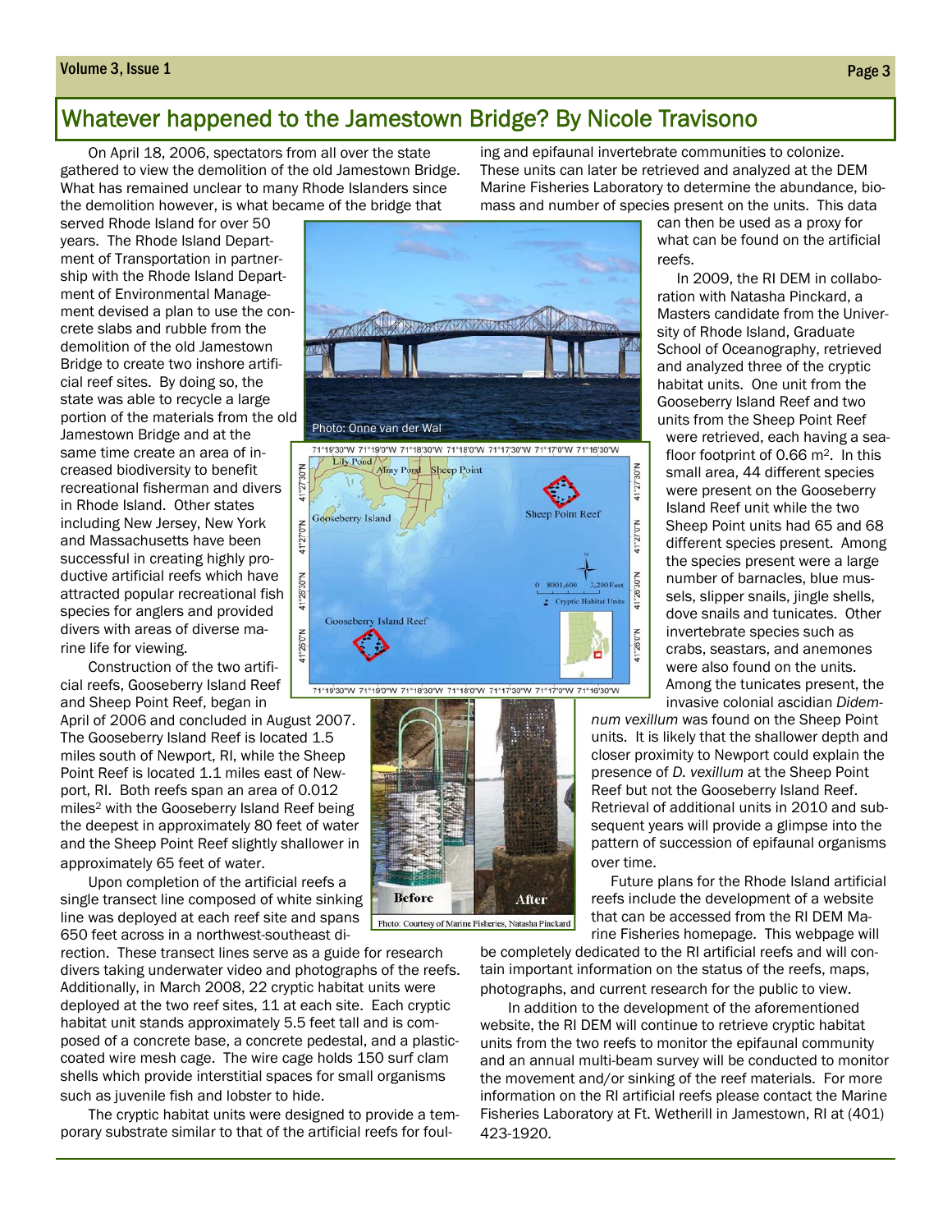## Whatever happened to the Jamestown Bridge? By Nicole Travisono

On April 18, 2006, spectators from all over the state gathered to view the demolition of the old Jamestown Bridge. What has remained unclear to many Rhode Islanders since the demolition however, is what became of the bridge that served Rhode Island for over 50 years. The Rhode Island Department of Transportation in partnership with the Rhode Island Department of Environmental Management devised a plan to use the concrete slabs and rubble from the demolition of the old Jamestown Bridge to create two inshore artificial reef sites. By doing so, the state was able to recycle a large portion of the materials from the old Jamestown Bridge and at the same time create an area of increased biodiversity to benefit recreational fisherman and divers in Rhode Island. Other states including New Jersey, New York and Massachusetts have been successful in creating highly productive artificial reefs which have attracted popular recreational fish species for anglers and provided divers with areas of diverse marine life for viewing.

Photo: Onne van der Wal

Construction of the two artificial reefs, Gooseberry Island Reef and Sheep Point Reef, began in April of 2006 and concluded in August 2007. The Gooseberry Island Reef is located 1.5 miles south of Newport, RI, while the Sheep Point Reef is located 1.1 miles east of Newport, RI. Both reefs span an area of 0.012 miles$^2$ with the Gooseberry Island Reef being the deepest in approximately 80 feet of water and the Sheep Point Reef slightly shallower in approximately 65 feet of water.

Upon completion of the artificial reefs a single transect line composed of white sinking line was deployed at each reef site and spans 650 feet across in a northwest-southeast direction. These transect lines serve as a guide for research divers taking underwater video and photographs of the reefs. Additionally, in March 2008, 22 cryptic habitat units were deployed at the two reef sites, 11 at each site. Each cryptic habitat unit stands approximately 5.5 feet tall and is composed of a concrete base, a concrete pedestal, and a plastic-coated wire mesh cage. The wire cage holds 150 surf clam shells which provide interstitial spaces for small organisms such as juvenile fish and lobster to hide.

Photo: Courtesy of Marine Fisheries, Natasha Pinckard

The cryptic habitat units were designed to provide a temporary substrate similar to that of the artificial reefs for fouling and epifaunal invertebrate communities to colonize. These units can later be retrieved and analyzed at the DEM Marine Fisheries Laboratory to determine the abundance, biomass and number of species present on the units. This data can then be used as a proxy for what can be found on the artificial reefs.

In 2009, the RI DEM in collaboration with Natasha Pinckard, a Masters candidate from the University of Rhode Island, Graduate School of Oceanography, retrieved and analyzed three of the cryptic habitat units. One unit from the Gooseberry Island Reef and two units from the Sheep Point Reef were retrieved, each having a seafloor footprint of 0.66 m$^2$. In this small area, 44 different species were present on the Gooseberry Island Reef unit while the two Sheep Point units had 65 and 68 different species present. Among the species present were a large number of barnacles, blue mussels, slipper snails, jingle shells, dove snails and tunicates. Other invertebrate species such as crabs, seastars, and anemones were also found on the units. Among the tunicates present, the invasive colonial ascidian *Didemnum vexillum* was found on the Sheep Point units. It is likely that the shallower depth and closer proximity to Newport could explain the presence of *D. vexillum* at the Sheep Point Reef but not the Gooseberry Island Reef. Retrieval of additional units in 2010 and subsequent years will provide a glimpse into the pattern of succession of epifaunal organisms over time.

Future plans for the Rhode Island artificial reefs include the development of a website that can be accessed from the RI DEM Marine Fisheries homepage. This webpage will be completely dedicated to the RI artificial reefs and will contain important information on the status of the reefs, maps, photographs, and current research for the public to view.

In addition to the development of the aforementioned website, the RI DEM will continue to retrieve cryptic habitat units from the two reefs to monitor the epifaunal community and an annual multi-beam survey will be conducted to monitor the movement and/or sinking of the reef materials. For more information on the RI artificial reefs please contact the Marine Fisheries Laboratory at Ft. Wetherill in Jamestown, RI at (401) 423-1920.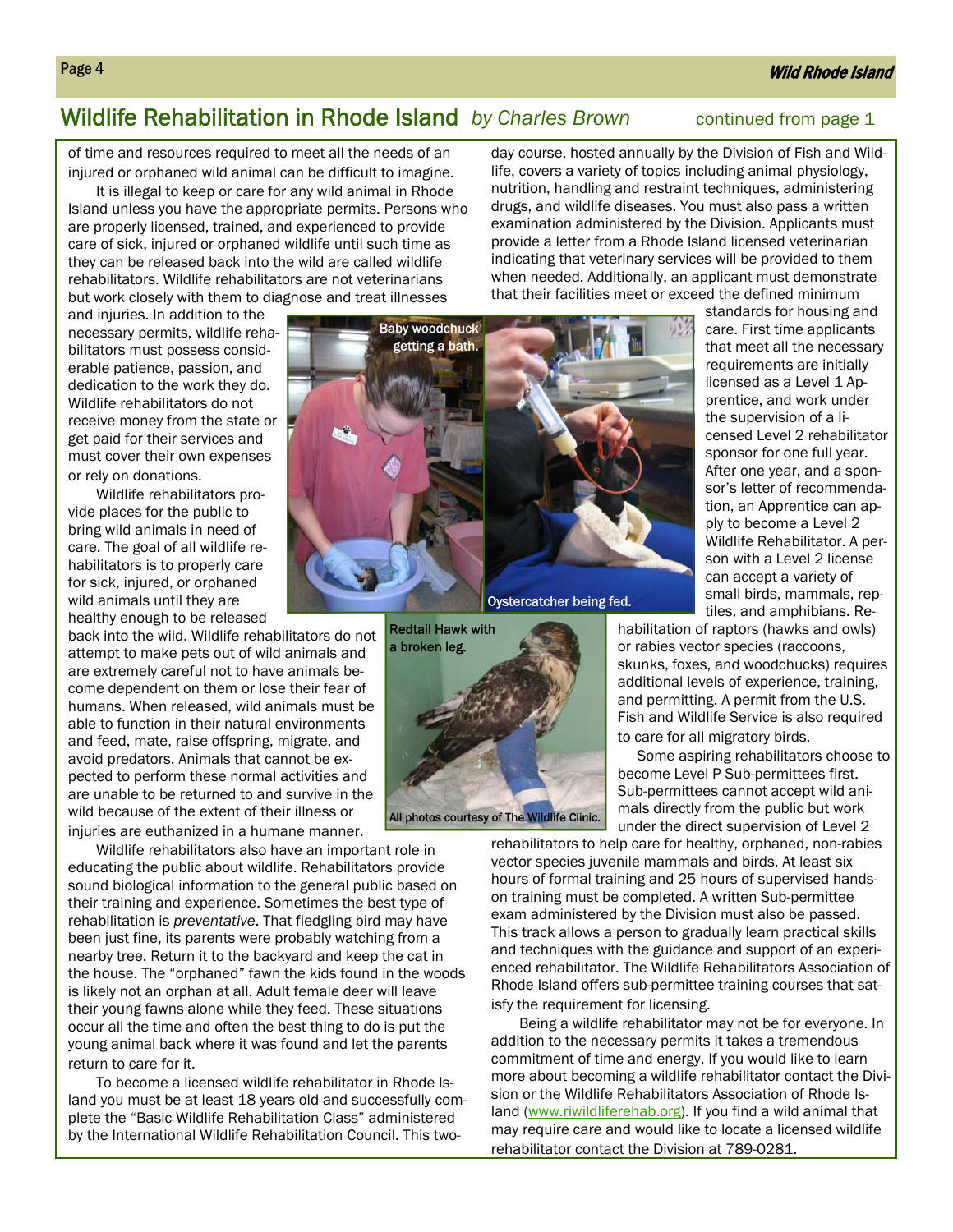## Wildlife Rehabilitation in Rhode Island *by Charles Brown*

continued from page 1

of time and resources required to meet all the needs of an injured or orphaned wild animal can be difficult to imagine.

It is illegal to keep or care for any wild animal in Rhode Island unless you have the appropriate permits. Persons who are properly licensed, trained, and experienced to provide care of sick, injured or orphaned wildlife until such time as they can be released back into the wild are called wildlife rehabilitators. Wildlife rehabilitators are not veterinarians but work closely with them to diagnose and treat illnesses and injuries. In addition to the necessary permits, wildlife rehabilitators must possess considerable patience, passion, and dedication to the work they do. Wildlife rehabilitators do not receive money from the state or get paid for their services and must cover their own expenses or rely on donations.

Wildlife rehabilitators provide places for the public to bring wild animals in need of care. The goal of all wildlife rehabilitators is to properly care for sick, injured, or orphaned wild animals until they are healthy enough to be released back into the wild. Wildlife rehabilitators do not attempt to make pets out of wild animals and are extremely careful not to have animals become dependent on them or lose their fear of humans. When released, wild animals must be able to function in their natural environments and feed, mate, raise offspring, migrate, and avoid predators. Animals that cannot be expected to perform these normal activities and are unable to be returned to and survive in the wild because of the extent of their illness or injuries are euthanized in a humane manner.

Wildlife rehabilitators also have an important role in educating the public about wildlife. Rehabilitators provide sound biological information to the general public based on their training and experience. Sometimes the best type of rehabilitation is *preventative*. That fledgling bird may have been just fine, its parents were probably watching from a nearby tree. Return it to the backyard and keep the cat in the house. The "orphaned" fawn the kids found in the woods is likely not an orphan at all. Adult female deer will leave their young fawns alone while they feed. These situations occur all the time and often the best thing to do is put the young animal back where it was found and let the parents return to care for it.

To become a licensed wildlife rehabilitator in Rhode Island you must be at least 18 years old and successfully complete the "Basic Wildlife Rehabilitation Class" administered by the International Wildlife Rehabilitation Council. This two-day course, hosted annually by the Division of Fish and Wildlife, covers a variety of topics including animal physiology, nutrition, handling and restraint techniques, administering drugs, and wildlife diseases. You must also pass a written examination administered by the Division. Applicants must provide a letter from a Rhode Island licensed veterinarian indicating that veterinary services will be provided to them when needed. Additionally, an applicant must demonstrate that their facilities meet or exceed the defined minimum standards for housing and care. First time applicants that meet all the necessary requirements are initially licensed as a Level 1 Apprentice, and work under the supervision of a licensed Level 2 rehabilitator sponsor for one full year. After one year, and a sponsor's letter of recommendation, an Apprentice can apply to become a Level 2 Wildlife Rehabilitator. A person with a Level 2 license can accept a variety of small birds, mammals, reptiles, and amphibians. Rehabilitation of raptors (hawks and owls) or rabies vector species (raccoons, skunks, foxes, and woodchucks) requires additional levels of experience, training, and permitting. A permit from the U.S. Fish and Wildlife Service is also required to care for all migratory birds.

Baby woodchuck getting a bath.

Oystercatcher being fed.

Redtail Hawk with a broken leg.

All photos courtesy of The Wildlife Clinic.

Some aspiring rehabilitators choose to become Level P Sub-permittees first. Sub-permittees cannot accept wild animals directly from the public but work under the direct supervision of Level 2 rehabilitators to help care for healthy, orphaned, non-rabies vector species juvenile mammals and birds. At least six hours of formal training and 25 hours of supervised hands-on training must be completed. A written Sub-permittee exam administered by the Division must also be passed. This track allows a person to gradually learn practical skills and techniques with the guidance and support of an experienced rehabilitator. The Wildlife Rehabilitators Association of Rhode Island offers sub-permittee training courses that satisfy the requirement for licensing.

Being a wildlife rehabilitator may not be for everyone. In addition to the necessary permits it takes a tremendous commitment of time and energy. If you would like to learn more about becoming a wildlife rehabilitator contact the Division or the Wildlife Rehabilitators Association of Rhode Island (www.riwildliferehab.org). If you find a wild animal that may require care and would like to locate a licensed wildlife rehabilitator contact the Division at 789-0281.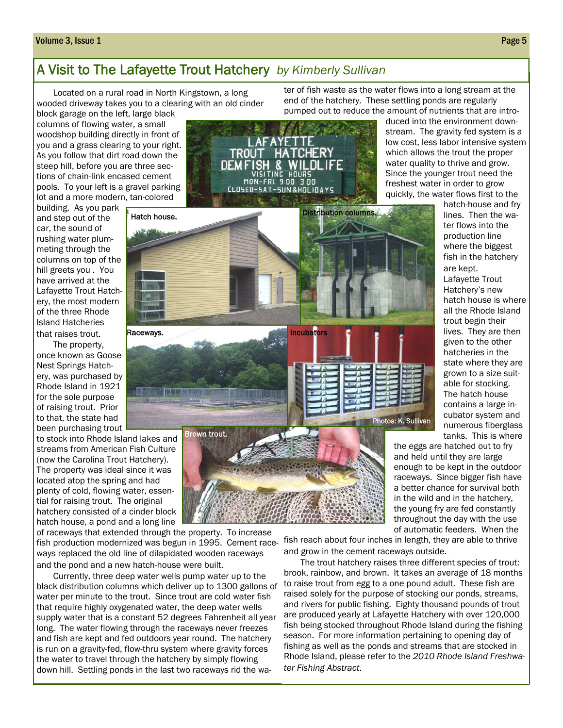## A Visit to The Lafayette Trout Hatchery *by Kimberly Sullivan*

Located on a rural road in North Kingstown, a long wooded driveway takes you to a clearing with an old cinder block garage on the left, large black columns of flowing water, a small woodshop building directly in front of you and a grass clearing to your right. As you follow that dirt road down the steep hill, before you are three sections of chain-link encased cement pools. To your left is a gravel parking lot and a more modern, tan-colored building. As you park and step out of the car, the sound of rushing water plummeting through the columns on top of the hill greets you . You have arrived at the Lafayette Trout Hatchery, the most modern of the three Rhode Island Hatcheries that raises trout.

The property, once known as Goose Nest Springs Hatchery, was purchased by Rhode Island in 1921 for the sole purpose of raising trout. Prior to that, the state had been purchasing trout to stock into Rhode Island lakes and streams from American Fish Culture (now the Carolina Trout Hatchery). The property was ideal since it was located atop the spring and had plenty of cold, flowing water, essential for raising trout. The original hatchery consisted of a cinder block hatch house, a pond and a long line of raceways that extended through the property. To increase fish production modernized was begun in 1995. Cement raceways replaced the old line of dilapidated wooden raceways and the pond and a new hatch-house were built.

Currently, three deep water wells pump water up to the black distribution columns which deliver up to 1300 gallons of water per minute to the trout. Since trout are cold water fish that require highly oxygenated water, the deep water wells supply water that is a constant 52 degrees Fahrenheit all year long. The water flowing through the raceways never freezes and fish are kept and fed outdoors year round. The hatchery is run on a gravity-fed, flow-thru system where gravity forces the water to travel through the hatchery by simply flowing down hill. Settling ponds in the last two raceways rid the water of fish waste as the water flows into a long stream at the end of the hatchery. These settling ponds are regularly pumped out to reduce the amount of nutrients that are introduced into the environment downstream. The gravity fed system is a low cost, less labor intensive system which allows the trout the proper water quality to thrive and grow. Since the younger trout need the freshest water in order to grow quickly, the water flows first to the hatch-house and fry lines. Then the water flows into the production line where the biggest fish in the hatchery are kept.

Lafayette Trout Hatchery's new hatch house is where all the Rhode Island trout begin their lives. They are then given to the other hatcheries in the state where they are grown to a size suitable for stocking. The hatch house contains a large incubator system and numerous fiberglass tanks. This is where the eggs are hatched out to fry and held until they are large enough to be kept in the outdoor raceways. Since bigger fish have a better chance for survival both in the wild and in the hatchery, the young fry are fed constantly throughout the day with the use of automatic feeders. When the fish reach about four inches in length, they are able to thrive and grow in the cement raceways outside.

The trout hatchery raises three different species of trout: brook, rainbow, and brown. It takes an average of 18 months to raise trout from egg to a one pound adult. These fish are raised solely for the purpose of stocking our ponds, streams, and rivers for public fishing. Eighty thousand pounds of trout are produced yearly at Lafayette Hatchery with over 120,000 fish being stocked throughout Rhode Island during the fishing season. For more information pertaining to opening day of fishing as well as the ponds and streams that are stocked in Rhode Island, please refer to the *2010 Rhode Island Freshwater Fishing Abstract*.

LAFAYETTE TROUT HATCHERY DEM FISH & WILDLIFE — VISITING HOURS MON-FRI 9:00 3:00 CLOSED-SAT-SUN & HOLIDAYS

Hatch house.

Distribution columns.

Raceways.

Incubators

Brown trout.

Photos: K. Sullivan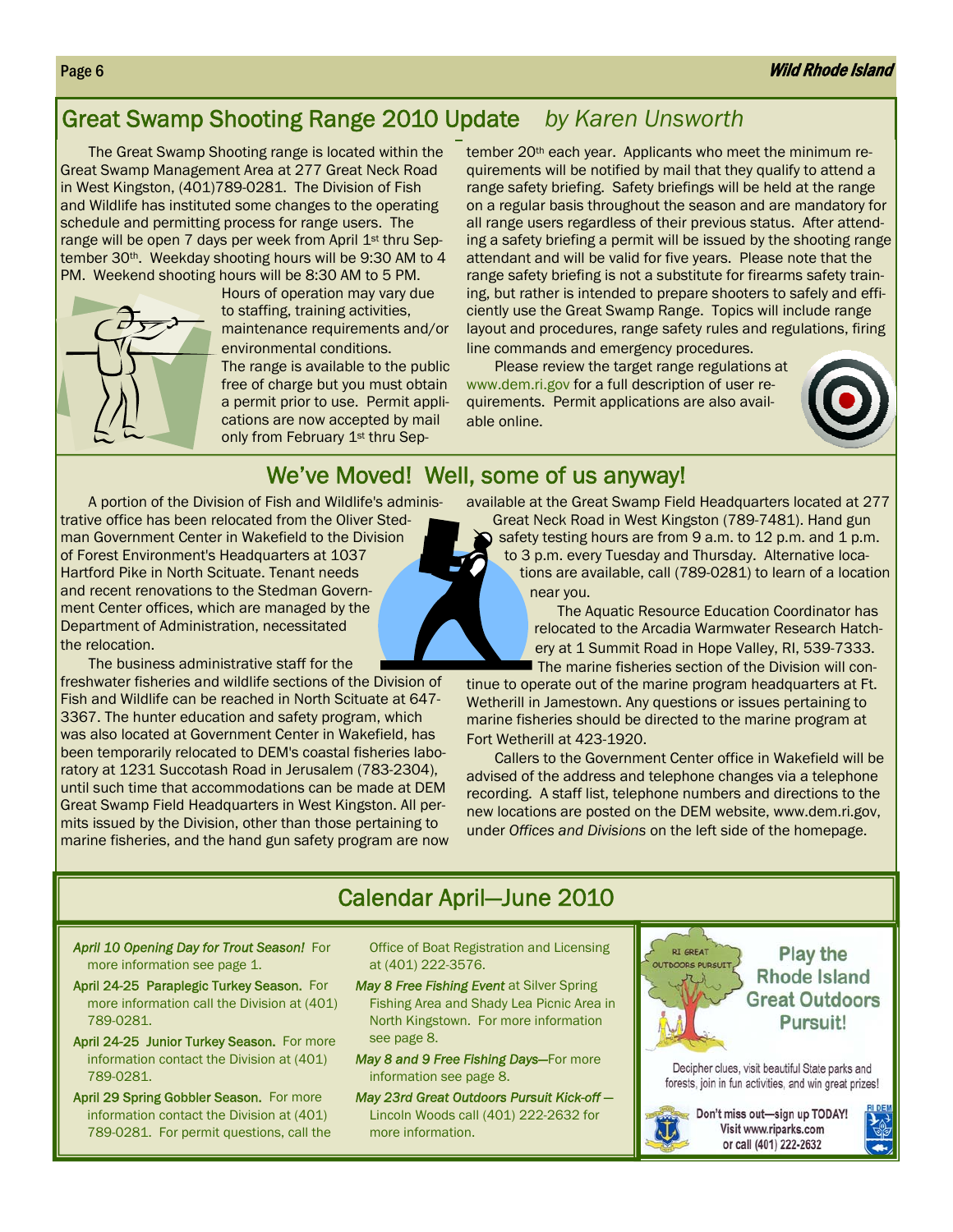## Great Swamp Shooting Range 2010 Update *by Karen Unsworth*

The Great Swamp Shooting range is located within the Great Swamp Management Area at 277 Great Neck Road in West Kingston, (401)789-0281. The Division of Fish and Wildlife has instituted some changes to the operating schedule and permitting process for range users. The range will be open 7 days per week from April 1st thru September 30th. Weekday shooting hours will be 9:30 AM to 4 PM. Weekend shooting hours will be 8:30 AM to 5 PM. Hours of operation may vary due to staffing, training activities, maintenance requirements and/or environmental conditions. The range is available to the public free of charge but you must obtain a permit prior to use. Permit applications are now accepted by mail only from February 1st thru September 20th each year. Applicants who meet the minimum requirements will be notified by mail that they qualify to attend a range safety briefing. Safety briefings will be held at the range on a regular basis throughout the season and are mandatory for all range users regardless of their previous status. After attending a safety briefing a permit will be issued by the shooting range attendant and will be valid for five years. Please note that the range safety briefing is not a substitute for firearms safety training, but rather is intended to prepare shooters to safely and efficiently use the Great Swamp Range. Topics will include range layout and procedures, range safety rules and regulations, firing line commands and emergency procedures.

Please review the target range regulations at www.dem.ri.gov for a full description of user requirements. Permit applications are also available online.

## We've Moved! Well, some of us anyway!

A portion of the Division of Fish and Wildlife's administrative office has been relocated from the Oliver Stedman Government Center in Wakefield to the Division of Forest Environment's Headquarters at 1037 Hartford Pike in North Scituate. Tenant needs and recent renovations to the Stedman Government Center offices, which are managed by the Department of Administration, necessitated the relocation.

The business administrative staff for the freshwater fisheries and wildlife sections of the Division of Fish and Wildlife can be reached in North Scituate at 647-3367. The hunter education and safety program, which was also located at Government Center in Wakefield, has been temporarily relocated to DEM's coastal fisheries laboratory at 1231 Succotash Road in Jerusalem (783-2304), until such time that accommodations can be made at DEM Great Swamp Field Headquarters in West Kingston. All permits issued by the Division, other than those pertaining to marine fisheries, and the hand gun safety program are now available at the Great Swamp Field Headquarters located at 277 Great Neck Road in West Kingston (789-7481). Hand gun safety testing hours are from 9 a.m. to 12 p.m. and 1 p.m. to 3 p.m. every Tuesday and Thursday. Alternative locations are available, call (789-0281) to learn of a location near you.

The Aquatic Resource Education Coordinator has relocated to the Arcadia Warmwater Research Hatchery at 1 Summit Road in Hope Valley, RI, 539-7333.

The marine fisheries section of the Division will continue to operate out of the marine program headquarters at Ft. Wetherill in Jamestown. Any questions or issues pertaining to marine fisheries should be directed to the marine program at Fort Wetherill at 423-1920.

Callers to the Government Center office in Wakefield will be advised of the address and telephone changes via a telephone recording. A staff list, telephone numbers and directions to the new locations are posted on the DEM website, www.dem.ri.gov, under *Offices and Divisions* on the left side of the homepage.

## Calendar April—June 2010

- ***April 10 Opening Day for Trout Season!*** For more information see page 1.
- **April 24-25 Paraplegic Turkey Season.** For more information call the Division at (401) 789-0281.
- **April 24-25 Junior Turkey Season.** For more information contact the Division at (401) 789-0281.
- **April 29 Spring Gobbler Season.** For more information contact the Division at (401) 789-0281. For permit questions, call the Office of Boat Registration and Licensing at (401) 222-3576.
- ***May 8 Free Fishing Event*** at Silver Spring Fishing Area and Shady Lea Picnic Area in North Kingstown. For more information see page 8.
- ***May 8 and 9 Free Fishing Days***—For more information see page 8.
- ***May 23rd Great Outdoors Pursuit Kick-off*** — Lincoln Woods call (401) 222-2632 for more information.

RI GREAT OUTDOORS PURSUIT

**Play the Rhode Island Great Outdoors Pursuit!**

Decipher clues, visit beautiful State parks and forests, join in fun activities, and win great prizes!

**Don't miss out—sign up TODAY!**
**Visit www.riparks.com**
**or call (401) 222-2632**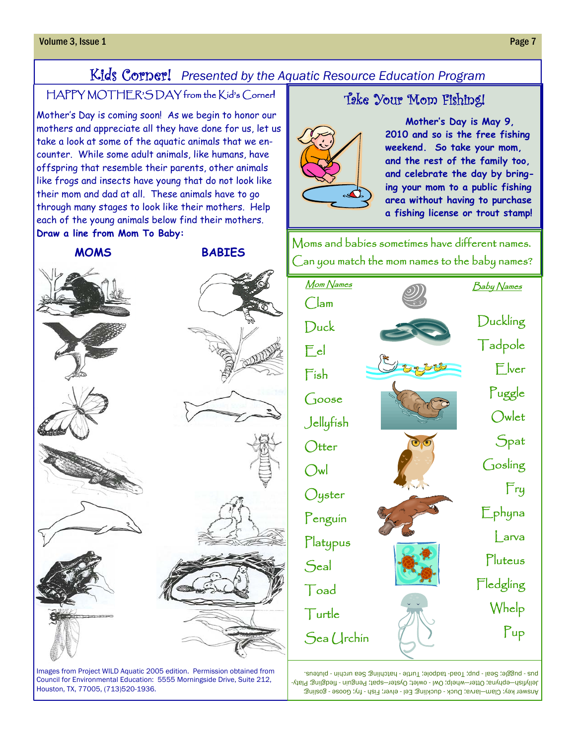# Kids Corner! *Presented by the Aquatic Resource Education Program*

## HAPPY MOTHER'S DAY from the Kid's Corner!

Mother's Day is coming soon! As we begin to honor our mothers and appreciate all they have done for us, let us take a look at some of the aquatic animals that we encounter. While some adult animals, like humans, have offspring that resemble their parents, other animals like frogs and insects have young that do not look like their mom and dad at all. These animals have to go through many stages to look like their mothers. Help each of the young animals below find their mothers.

**Draw a line from Mom To Baby:**

**MOMS** | **BABIES**

Images from Project WILD Aquatic 2005 edition. Permission obtained from Council for Environmental Education: 5555 Morningside Drive, Suite 212, Houston, TX, 77005, (713)520-1936.

## Take Your Mom Fishing!

**Mother's Day is May 9, 2010 and so is the free fishing weekend. So take your mom, and the rest of the family too, and celebrate the day by bringing your mom to a public fishing area without having to purchase a fishing license or trout stamp!**

Moms and babies sometimes have different names. Can you match the mom names to the baby names?

| *Mom Names* | *Baby Names* |
|---|---|
| Clam | |
| Duck | Duckling |
| Eel | Tadpole |
| Fish | Elver |
| Goose | Puggle |
| Jellyfish | Owlet |
| Otter | Spat |
| Owl | Gosling |
| Oyster | Fry |
| Penguin | Ephyna |
| Platypus | Larva |
| Seal | Pluteus |
| Toad | Fledgling |
| Turtle | Whelp |
| Sea Urchin | Pup |

Answer key: Clam—larva; Duck - duckling; Eel - elver; Fish - fry; Goose - gosling; Jellyfish—ephyna; Otter—whelp; Owl - owlet; Oyster—spat; Penguin - fledgling; Platypus - puggle; Seal - pup; Toad- tadpole; Turtle - hatchling; Sea urchin - pluteus.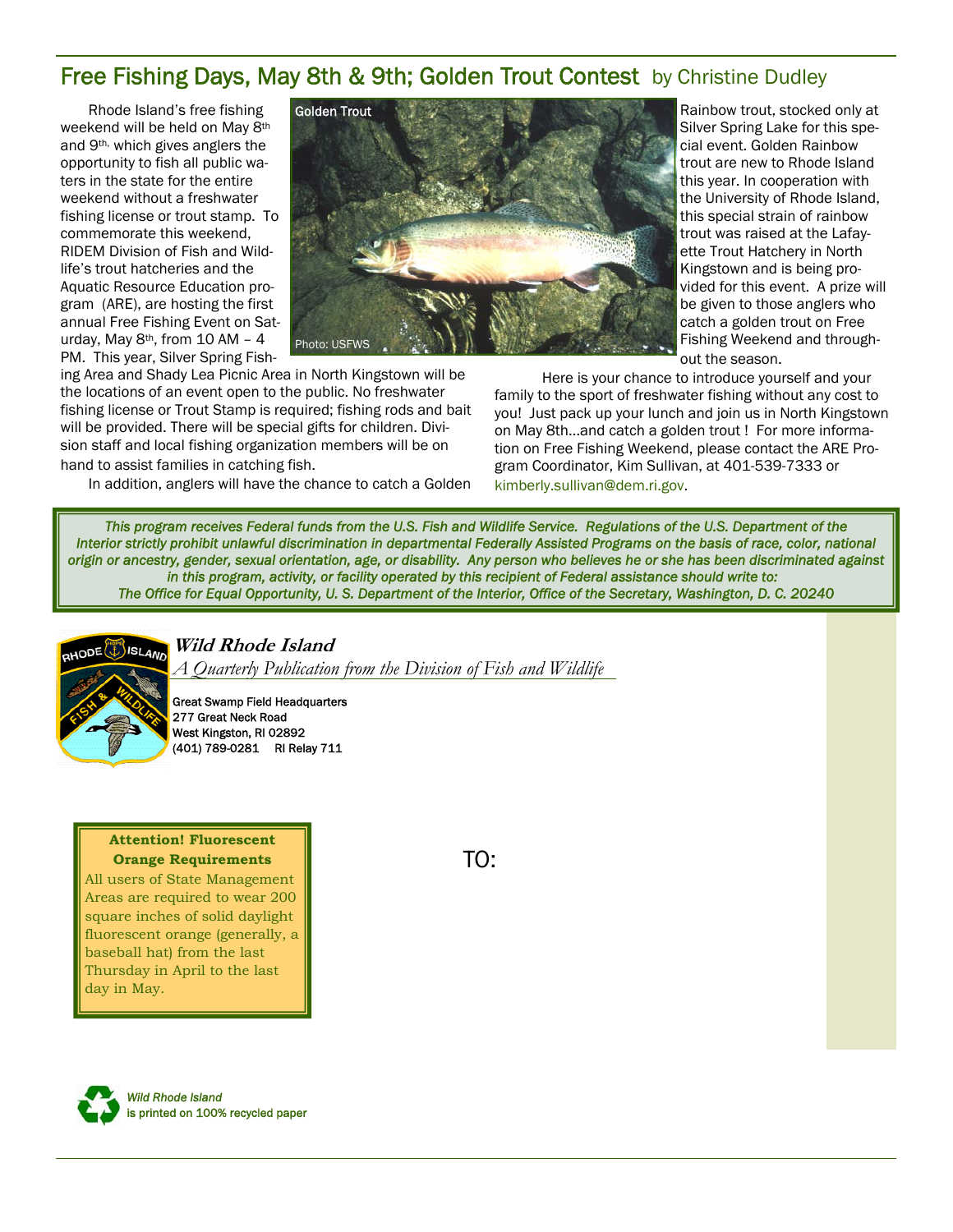## Free Fishing Days, May 8th & 9th; Golden Trout Contest by Christine Dudley

Rhode Island's free fishing weekend will be held on May 8th and 9th, which gives anglers the opportunity to fish all public waters in the state for the entire weekend without a freshwater fishing license or trout stamp. To commemorate this weekend, RIDEM Division of Fish and Wildlife's trout hatcheries and the Aquatic Resource Education program (ARE), are hosting the first annual Free Fishing Event on Saturday, May 8th, from 10 AM – 4 PM. This year, Silver Spring Fishing Area and Shady Lea Picnic Area in North Kingstown will be the locations of an event open to the public. No freshwater fishing license or Trout Stamp is required; fishing rods and bait will be provided. There will be special gifts for children. Division staff and local fishing organization members will be on hand to assist families in catching fish.

Golden Trout

Photo: USFWS

In addition, anglers will have the chance to catch a Golden Rainbow trout, stocked only at Silver Spring Lake for this special event. Golden Rainbow trout are new to Rhode Island this year. In cooperation with the University of Rhode Island, this special strain of rainbow trout was raised at the Lafayette Trout Hatchery in North Kingstown and is being provided for this event. A prize will be given to those anglers who catch a golden trout on Free Fishing Weekend and throughout the season.

Here is your chance to introduce yourself and your family to the sport of freshwater fishing without any cost to you! Just pack up your lunch and join us in North Kingstown on May 8th…and catch a golden trout ! For more information on Free Fishing Weekend, please contact the ARE Program Coordinator, Kim Sullivan, at 401-539-7333 or kimberly.sullivan@dem.ri.gov.

*This program receives Federal funds from the U.S. Fish and Wildlife Service. Regulations of the U.S. Department of the Interior strictly prohibit unlawful discrimination in departmental Federally Assisted Programs on the basis of race, color, national origin or ancestry, gender, sexual orientation, age, or disability. Any person who believes he or she has been discriminated against in this program, activity, or facility operated by this recipient of Federal assistance should write to: The Office for Equal Opportunity, U. S. Department of the Interior, Office of the Secretary, Washington, D. C. 20240*

**Wild Rhode Island**

*A Quarterly Publication from the Division of Fish and Wildlife*

Great Swamp Field Headquarters
277 Great Neck Road
West Kingston, RI 02892
(401) 789-0281 RI Relay 711

**Attention! Fluorescent Orange Requirements**

All users of State Management Areas are required to wear 200 square inches of solid daylight fluorescent orange (generally, a baseball hat) from the last Thursday in April to the last day in May.

TO:

*Wild Rhode Island* is printed on 100% recycled paper